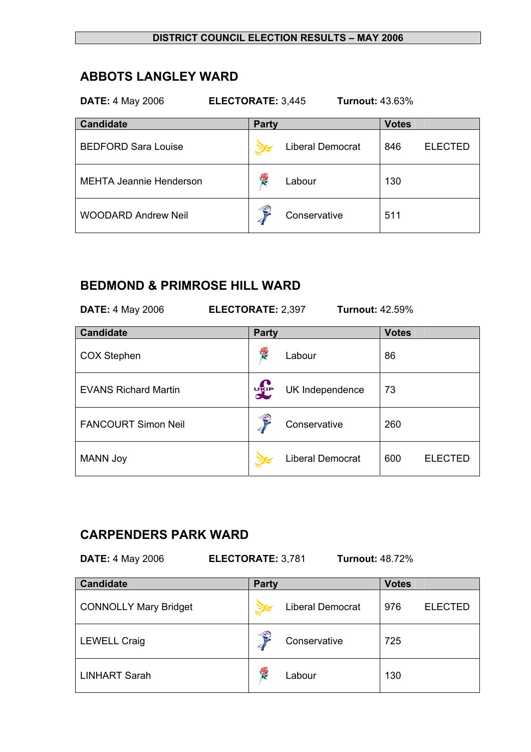**DISTRICT COUNCIL ELECTION RESULTS – MAY 2006**

## ABBOTS LANGLEY WARD

**DATE:** 4 May 2006 **ELECTORATE:** 3,445 **Turnout:** 43.63%

| Candidate | Party | Votes | |
|---|---|---|---|
| BEDFORD Sara Louise | Liberal Democrat | 846 | ELECTED |
| MEHTA Jeannie Henderson | Labour | 130 | |
| WOODARD Andrew Neil | Conservative | 511 | |

## BEDMOND & PRIMROSE HILL WARD

**DATE:** 4 May 2006 **ELECTORATE:** 2,397 **Turnout:** 42.59%

| Candidate | Party | Votes | |
|---|---|---|---|
| COX Stephen | Labour | 86 | |
| EVANS Richard Martin | UK Independence | 73 | |
| FANCOURT Simon Neil | Conservative | 260 | |
| MANN Joy | Liberal Democrat | 600 | ELECTED |

## CARPENDERS PARK WARD

**DATE:** 4 May 2006 **ELECTORATE:** 3,781 **Turnout:** 48.72%

| Candidate | Party | Votes | |
|---|---|---|---|
| CONNOLLY Mary Bridget | Liberal Democrat | 976 | ELECTED |
| LEWELL Craig | Conservative | 725 | |
| LINHART Sarah | Labour | 130 | |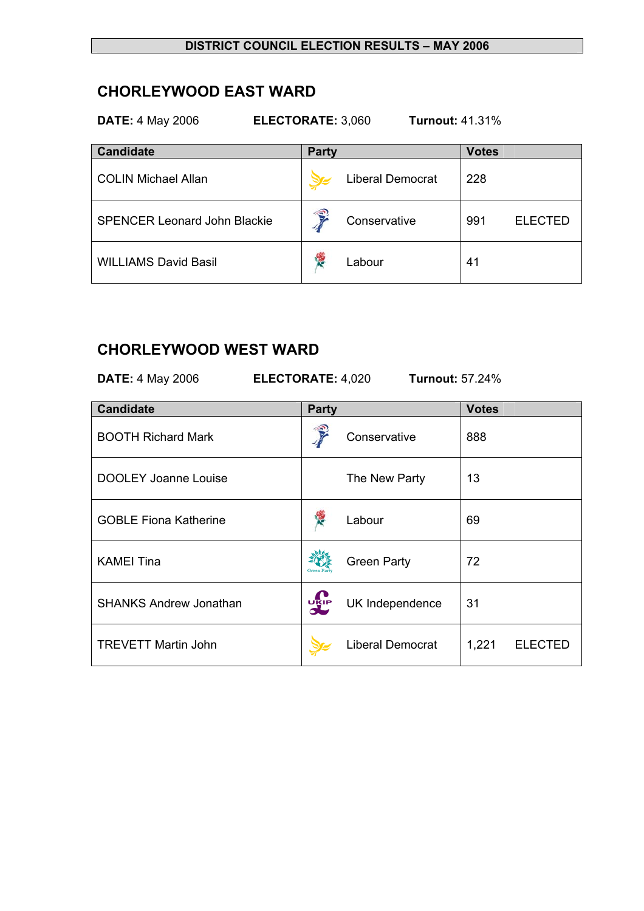**DISTRICT COUNCIL ELECTION RESULTS – MAY 2006**

## CHORLEYWOOD EAST WARD

**DATE:** 4 May 2006 **ELECTORATE:** 3,060 **Turnout:** 41.31%

| Candidate | Party | Votes | |
|---|---|---|---|
| COLIN Michael Allan | Liberal Democrat | 228 | |
| SPENCER Leonard John Blackie | Conservative | 991 | ELECTED |
| WILLIAMS David Basil | Labour | 41 | |

## CHORLEYWOOD WEST WARD

**DATE:** 4 May 2006 **ELECTORATE:** 4,020 **Turnout:** 57.24%

| Candidate | Party | Votes | |
|---|---|---|---|
| BOOTH Richard Mark | Conservative | 888 | |
| DOOLEY Joanne Louise | The New Party | 13 | |
| GOBLE Fiona Katherine | Labour | 69 | |
| KAMEI Tina | Green Party | 72 | |
| SHANKS Andrew Jonathan | UK Independence | 31 | |
| TREVETT Martin John | Liberal Democrat | 1,221 | ELECTED |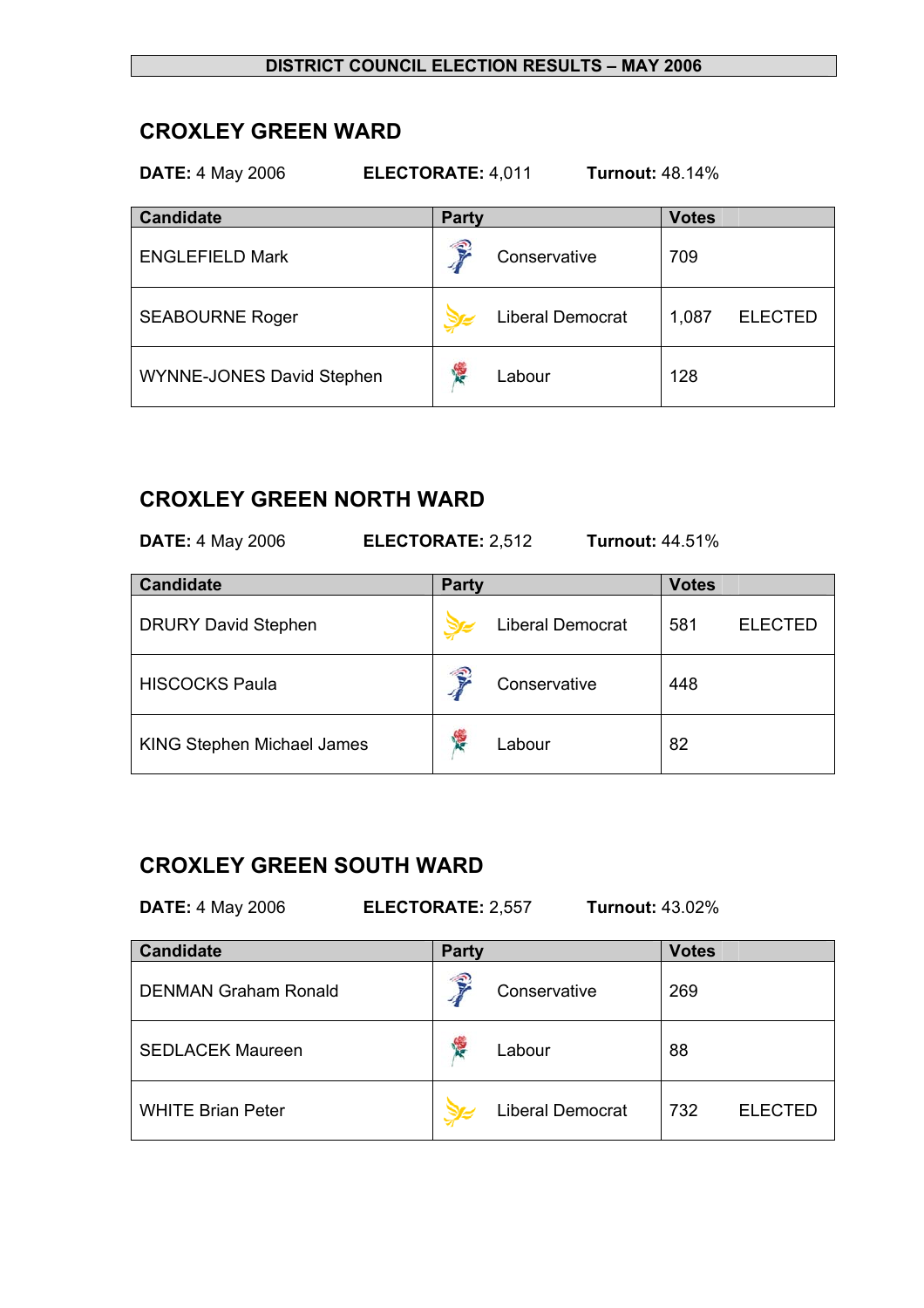**DISTRICT COUNCIL ELECTION RESULTS – MAY 2006**

## CROXLEY GREEN WARD

**DATE:** 4 May 2006 **ELECTORATE:** 4,011 **Turnout:** 48.14%

| Candidate | Party | Votes | |
|---|---|---|---|
| ENGLEFIELD Mark | Conservative | 709 | |
| SEABOURNE Roger | Liberal Democrat | 1,087 | ELECTED |
| WYNNE-JONES David Stephen | Labour | 128 | |

## CROXLEY GREEN NORTH WARD

**DATE:** 4 May 2006 **ELECTORATE:** 2,512 **Turnout:** 44.51%

| Candidate | Party | Votes | |
|---|---|---|---|
| DRURY David Stephen | Liberal Democrat | 581 | ELECTED |
| HISCOCKS Paula | Conservative | 448 | |
| KING Stephen Michael James | Labour | 82 | |

## CROXLEY GREEN SOUTH WARD

**DATE:** 4 May 2006 **ELECTORATE:** 2,557 **Turnout:** 43.02%

| Candidate | Party | Votes | |
|---|---|---|---|
| DENMAN Graham Ronald | Conservative | 269 | |
| SEDLACEK Maureen | Labour | 88 | |
| WHITE Brian Peter | Liberal Democrat | 732 | ELECTED |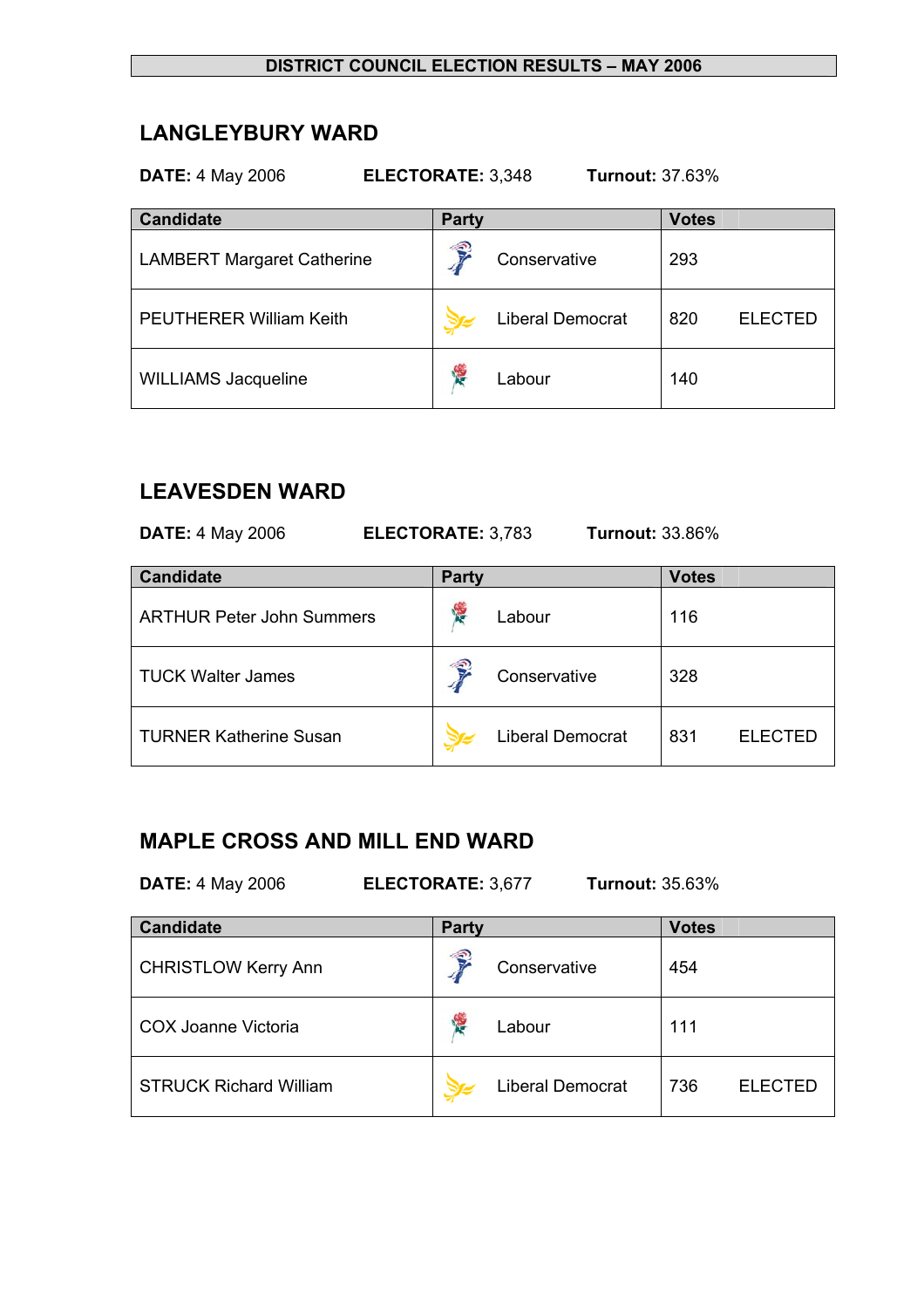**DISTRICT COUNCIL ELECTION RESULTS – MAY 2006**

## LANGLEYBURY WARD

**DATE:** 4 May 2006 **ELECTORATE:** 3,348 **Turnout:** 37.63%

| Candidate | Party | Votes | |
|---|---|---|---|
| LAMBERT Margaret Catherine | Conservative | 293 | |
| PEUTHERER William Keith | Liberal Democrat | 820 | ELECTED |
| WILLIAMS Jacqueline | Labour | 140 | |

## LEAVESDEN WARD

**DATE:** 4 May 2006 **ELECTORATE:** 3,783 **Turnout:** 33.86%

| Candidate | Party | Votes | |
|---|---|---|---|
| ARTHUR Peter John Summers | Labour | 116 | |
| TUCK Walter James | Conservative | 328 | |
| TURNER Katherine Susan | Liberal Democrat | 831 | ELECTED |

## MAPLE CROSS AND MILL END WARD

**DATE:** 4 May 2006 **ELECTORATE:** 3,677 **Turnout:** 35.63%

| Candidate | Party | Votes | |
|---|---|---|---|
| CHRISTLOW Kerry Ann | Conservative | 454 | |
| COX Joanne Victoria | Labour | 111 | |
| STRUCK Richard William | Liberal Democrat | 736 | ELECTED |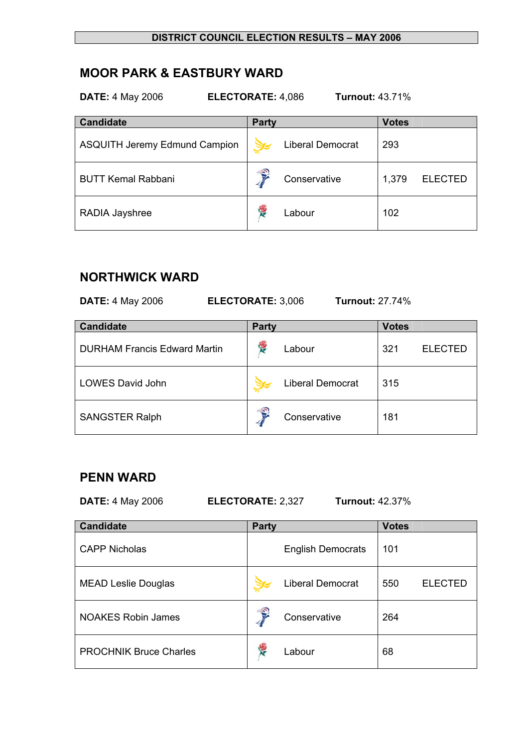**DISTRICT COUNCIL ELECTION RESULTS – MAY 2006**

## MOOR PARK & EASTBURY WARD

**DATE:** 4 May 2006 **ELECTORATE:** 4,086 **Turnout:** 43.71%

| Candidate | Party | Votes | |
|---|---|---|---|
| ASQUITH Jeremy Edmund Campion | Liberal Democrat | 293 | |
| BUTT Kemal Rabbani | Conservative | 1,379 | ELECTED |
| RADIA Jayshree | Labour | 102 | |

## NORTHWICK WARD

**DATE:** 4 May 2006 **ELECTORATE:** 3,006 **Turnout:** 27.74%

| Candidate | Party | Votes | |
|---|---|---|---|
| DURHAM Francis Edward Martin | Labour | 321 | ELECTED |
| LOWES David John | Liberal Democrat | 315 | |
| SANGSTER Ralph | Conservative | 181 | |

## PENN WARD

**DATE:** 4 May 2006 **ELECTORATE:** 2,327 **Turnout:** 42.37%

| Candidate | Party | Votes | |
|---|---|---|---|
| CAPP Nicholas | English Democrats | 101 | |
| MEAD Leslie Douglas | Liberal Democrat | 550 | ELECTED |
| NOAKES Robin James | Conservative | 264 | |
| PROCHNIK Bruce Charles | Labour | 68 | |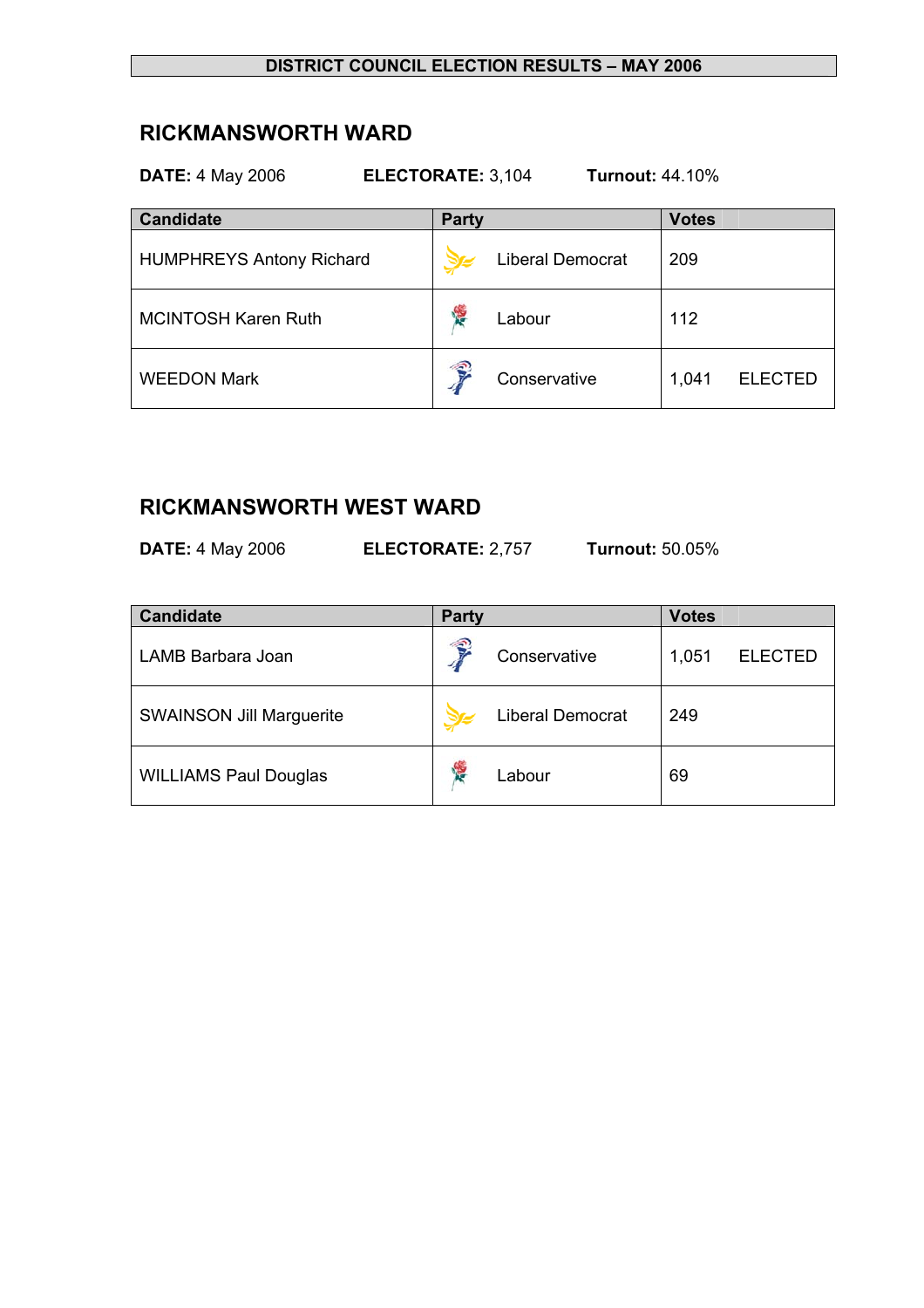**DISTRICT COUNCIL ELECTION RESULTS – MAY 2006**

## RICKMANSWORTH WARD

**DATE:** 4 May 2006 **ELECTORATE:** 3,104 **Turnout:** 44.10%

| Candidate | Party | Votes | |
|---|---|---|---|
| HUMPHREYS Antony Richard | Liberal Democrat | 209 | |
| MCINTOSH Karen Ruth | Labour | 112 | |
| WEEDON Mark | Conservative | 1,041 | ELECTED |

## RICKMANSWORTH WEST WARD

**DATE:** 4 May 2006 **ELECTORATE:** 2,757 **Turnout:** 50.05%

| Candidate | Party | Votes | |
|---|---|---|---|
| LAMB Barbara Joan | Conservative | 1,051 | ELECTED |
| SWAINSON Jill Marguerite | Liberal Democrat | 249 | |
| WILLIAMS Paul Douglas | Labour | 69 | |